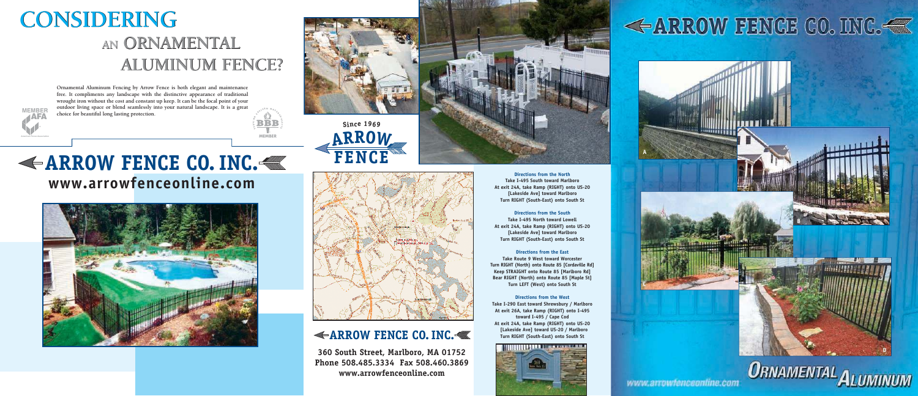# CONSIDERING AN ORNAMENTAL ALUMINUM FENCE?

Ornamental Aluminum Fencing by Arrow Fence is both elegant and maintenance free. It compliments any landscape with the distinctive appearance of traditional wrought iron without the cost and constant up keep. It can be the focal point of your outdoor living space or blend seamlessly into your natural landscape. It is a great choice for beautiful long lasting protection.

MEMBER AFA

BBB MEMBER

## ARROW FENCE CO. INC.

**www.arrowfenceonline.com**

Since 1969 ARROW FENCE

## ARROW FENCE CO. INC.

**360 South Street, Marlboro, MA 01752**
**Phone 508.485.3334 Fax 508.460.3869**
**www.arrowfenceonline.com**

**Directions from the North**
Take I-495 South toward Marlboro
At exit 24A, take Ramp (RIGHT) onto US-20 [Lakeside Ave] toward Marlboro
Turn RIGHT (South-East) onto South St

**Directions from the South**
Take I-495 North toward Lowell
At exit 24A, take Ramp (RIGHT) onto US-20 [Lakeside Ave] toward Marlboro
Turn RIGHT (South-East) onto South St

**Directions from the East**
Take Route 9 West toward Worcester
Turn RIGHT (North) onto Route 85 [Cordaville Rd]
Keep STRAIGHT onto Route 85 [Marlboro Rd]
Bear RIGHT (North) onto Route 85 [Maple St]
Turn LEFT (West) onto South St

**Directions from the West**
Take I-290 East toward Shrewsbury / Marlboro
At exit 26A, take Ramp (RIGHT) onto I-495 toward I-495 / Cape Cod
At exit 24A, take Ramp (RIGHT) onto US-20 [Lakeside Ave] toward US-20 / Marlboro
Turn RIGHT (South-East) onto South St

## ARROW FENCE CO. INC.

A

B

C

D

www.arrowfenceonline.com

ORNAMENTAL ALUMINUM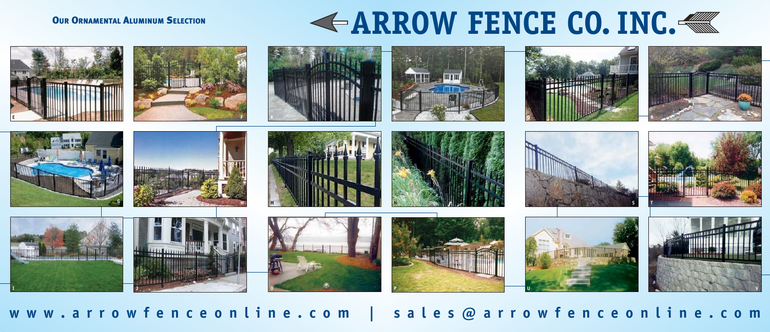Our Ornamental Aluminum Selection

# ARROW FENCE CO. INC.

E F K L Q R

G H M N S T

I J O P U V

www.arrowfenceonline.com | sales@arrowfenceonline.com